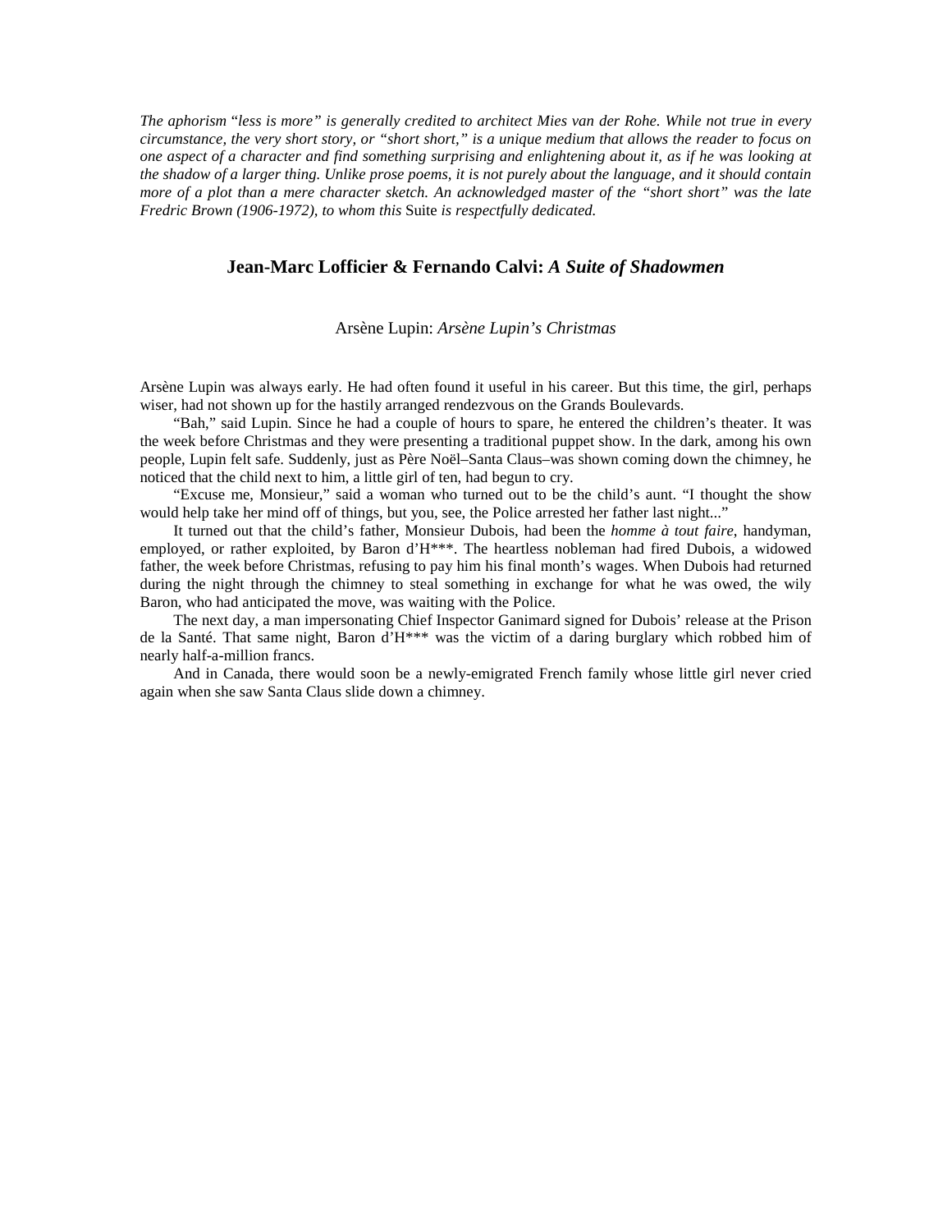*The aphorism "less is more" is generally credited to architect Mies van der Rohe. While not true in every circumstance, the very short story, or "short short," is a unique medium that allows the reader to focus on one aspect of a character and find something surprising and enlightening about it, as if he was looking at the shadow of a larger thing. Unlike prose poems, it is not purely about the language, and it should contain more of a plot than a mere character sketch. An acknowledged master of the "short short" was the late Fredric Brown (1906-1972), to whom this* Suite *is respectfully dedicated.*

## Jean-Marc Lofficier & Fernando Calvi: *A Suite of Shadowmen*

### Arsène Lupin: *Arsène Lupin's Christmas*

Arsène Lupin was always early. He had often found it useful in his career. But this time, the girl, perhaps wiser, had not shown up for the hastily arranged rendezvous on the Grands Boulevards.

"Bah," said Lupin. Since he had a couple of hours to spare, he entered the children's theater. It was the week before Christmas and they were presenting a traditional puppet show. In the dark, among his own people, Lupin felt safe. Suddenly, just as Père Noël–Santa Claus–was shown coming down the chimney, he noticed that the child next to him, a little girl of ten, had begun to cry.

"Excuse me, Monsieur," said a woman who turned out to be the child's aunt. "I thought the show would help take her mind off of things, but you, see, the Police arrested her father last night..."

It turned out that the child's father, Monsieur Dubois, had been the *homme à tout faire,* handyman, employed, or rather exploited, by Baron d'H***. The heartless nobleman had fired Dubois, a widowed father, the week before Christmas, refusing to pay him his final month's wages. When Dubois had returned during the night through the chimney to steal something in exchange for what he was owed, the wily Baron, who had anticipated the move, was waiting with the Police.

The next day, a man impersonating Chief Inspector Ganimard signed for Dubois' release at the Prison de la Santé. That same night, Baron d'H*** was the victim of a daring burglary which robbed him of nearly half-a-million francs.

And in Canada, there would soon be a newly-emigrated French family whose little girl never cried again when she saw Santa Claus slide down a chimney.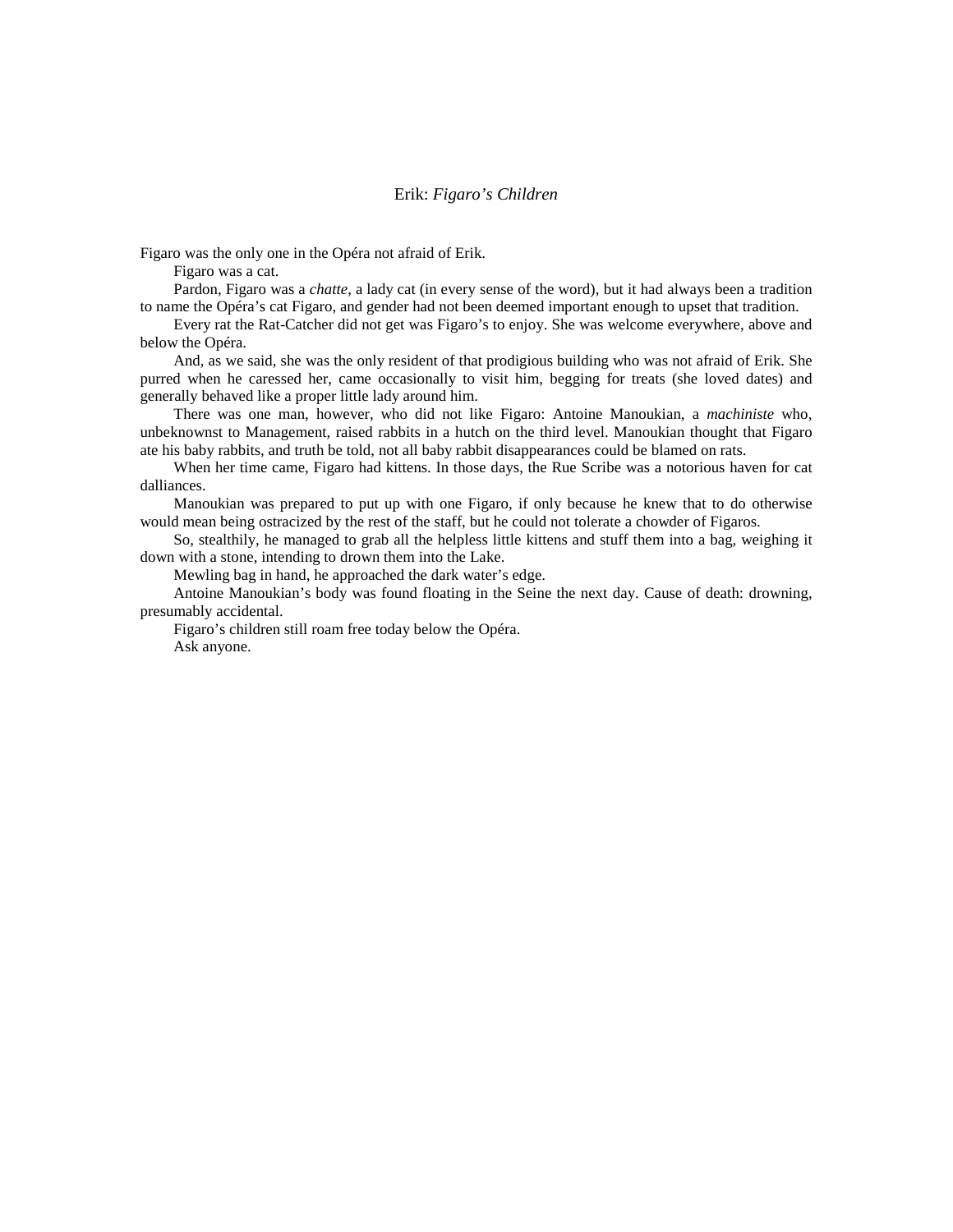## Erik: *Figaro's Children*

Figaro was the only one in the Opéra not afraid of Erik.

Figaro was a cat.

Pardon, Figaro was a *chatte*, a lady cat (in every sense of the word), but it had always been a tradition to name the Opéra's cat Figaro, and gender had not been deemed important enough to upset that tradition.

Every rat the Rat-Catcher did not get was Figaro's to enjoy. She was welcome everywhere, above and below the Opéra.

And, as we said, she was the only resident of that prodigious building who was not afraid of Erik. She purred when he caressed her, came occasionally to visit him, begging for treats (she loved dates) and generally behaved like a proper little lady around him.

There was one man, however, who did not like Figaro: Antoine Manoukian, a *machiniste* who, unbeknownst to Management, raised rabbits in a hutch on the third level. Manoukian thought that Figaro ate his baby rabbits, and truth be told, not all baby rabbit disappearances could be blamed on rats.

When her time came, Figaro had kittens. In those days, the Rue Scribe was a notorious haven for cat dalliances.

Manoukian was prepared to put up with one Figaro, if only because he knew that to do otherwise would mean being ostracized by the rest of the staff, but he could not tolerate a chowder of Figaros.

So, stealthily, he managed to grab all the helpless little kittens and stuff them into a bag, weighing it down with a stone, intending to drown them into the Lake.

Mewling bag in hand, he approached the dark water's edge.

Antoine Manoukian's body was found floating in the Seine the next day. Cause of death: drowning, presumably accidental.

Figaro's children still roam free today below the Opéra.

Ask anyone.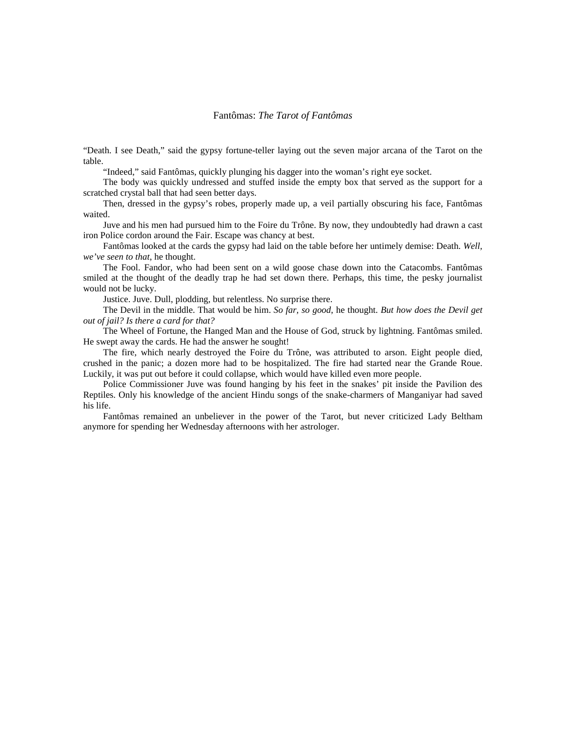## Fantômas: *The Tarot of Fantômas*

"Death. I see Death," said the gypsy fortune-teller laying out the seven major arcana of the Tarot on the table.

"Indeed," said Fantômas, quickly plunging his dagger into the woman's right eye socket.

The body was quickly undressed and stuffed inside the empty box that served as the support for a scratched crystal ball that had seen better days.

Then, dressed in the gypsy's robes, properly made up, a veil partially obscuring his face, Fantômas waited.

Juve and his men had pursued him to the Foire du Trône. By now, they undoubtedly had drawn a cast iron Police cordon around the Fair. Escape was chancy at best.

Fantômas looked at the cards the gypsy had laid on the table before her untimely demise: Death. *Well, we've seen to that*, he thought.

The Fool. Fandor, who had been sent on a wild goose chase down into the Catacombs. Fantômas smiled at the thought of the deadly trap he had set down there. Perhaps, this time, the pesky journalist would not be lucky.

Justice. Juve. Dull, plodding, but relentless. No surprise there.

The Devil in the middle. That would be him. *So far, so good*, he thought. *But how does the Devil get out of jail? Is there a card for that?*

The Wheel of Fortune, the Hanged Man and the House of God, struck by lightning. Fantômas smiled. He swept away the cards. He had the answer he sought!

The fire, which nearly destroyed the Foire du Trône, was attributed to arson. Eight people died, crushed in the panic; a dozen more had to be hospitalized. The fire had started near the Grande Roue. Luckily, it was put out before it could collapse, which would have killed even more people.

Police Commissioner Juve was found hanging by his feet in the snakes' pit inside the Pavilion des Reptiles. Only his knowledge of the ancient Hindu songs of the snake-charmers of Manganiyar had saved his life.

Fantômas remained an unbeliever in the power of the Tarot, but never criticized Lady Beltham anymore for spending her Wednesday afternoons with her astrologer.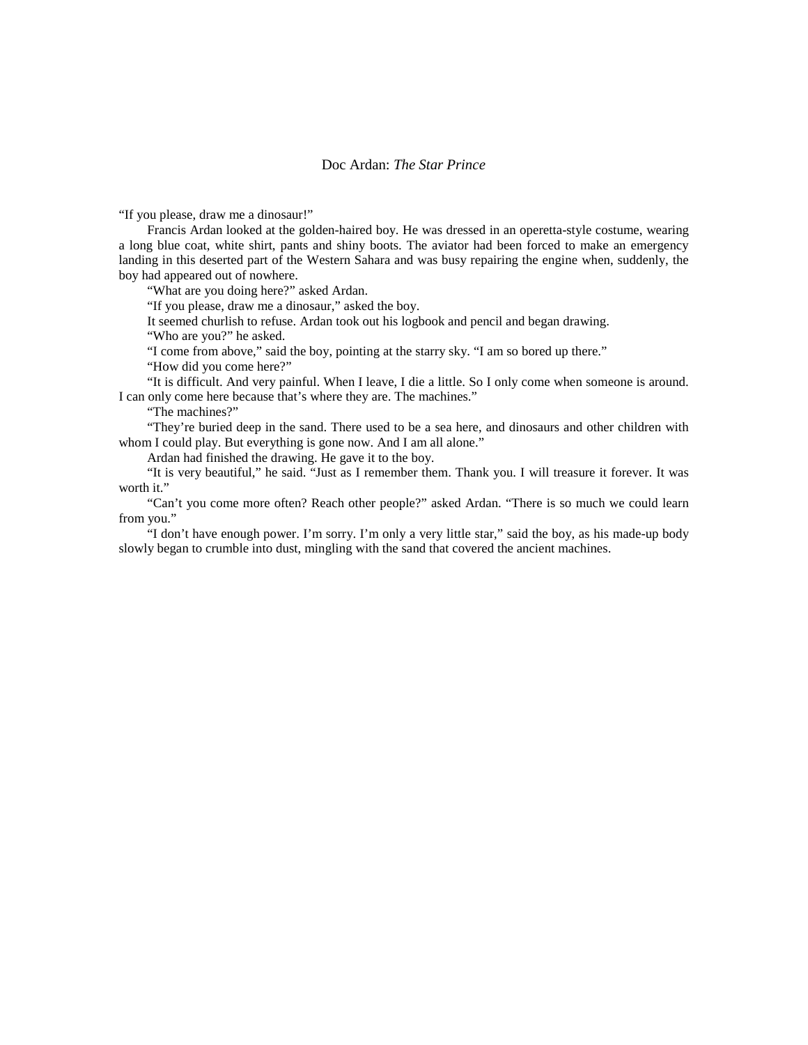## Doc Ardan: *The Star Prince*

"If you please, draw me a dinosaur!"

Francis Ardan looked at the golden-haired boy. He was dressed in an operetta-style costume, wearing a long blue coat, white shirt, pants and shiny boots. The aviator had been forced to make an emergency landing in this deserted part of the Western Sahara and was busy repairing the engine when, suddenly, the boy had appeared out of nowhere.

"What are you doing here?" asked Ardan.

"If you please, draw me a dinosaur," asked the boy.

It seemed churlish to refuse. Ardan took out his logbook and pencil and began drawing.

"Who are you?" he asked.

"I come from above," said the boy, pointing at the starry sky. "I am so bored up there."

"How did you come here?"

"It is difficult. And very painful. When I leave, I die a little. So I only come when someone is around. I can only come here because that's where they are. The machines."

"The machines?"

"They're buried deep in the sand. There used to be a sea here, and dinosaurs and other children with whom I could play. But everything is gone now. And I am all alone."

Ardan had finished the drawing. He gave it to the boy.

"It is very beautiful," he said. "Just as I remember them. Thank you. I will treasure it forever. It was worth it."

"Can't you come more often? Reach other people?" asked Ardan. "There is so much we could learn from you."

"I don't have enough power. I'm sorry. I'm only a very little star," said the boy, as his made-up body slowly began to crumble into dust, mingling with the sand that covered the ancient machines.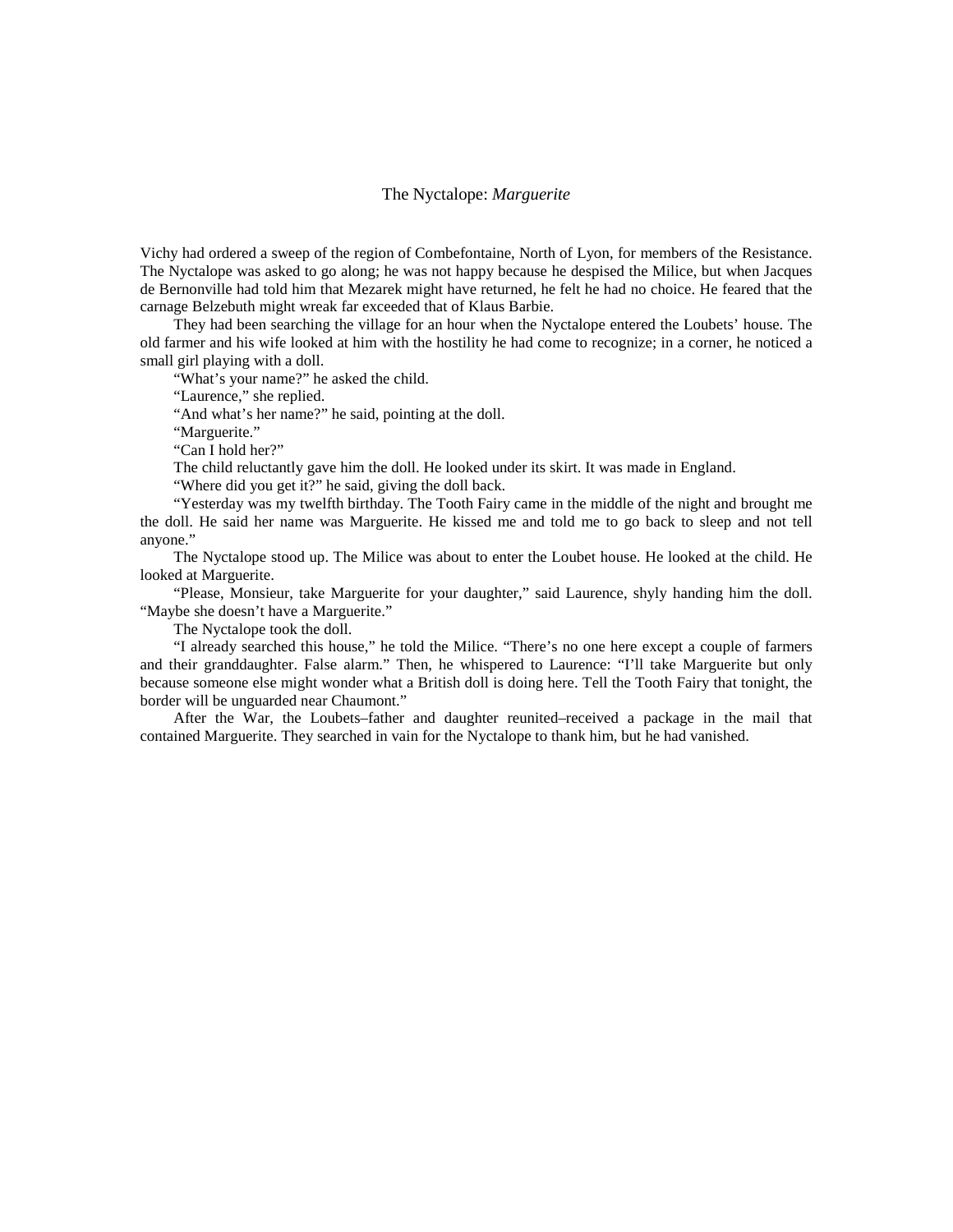# The Nyctalope: *Marguerite*

Vichy had ordered a sweep of the region of Combefontaine, North of Lyon, for members of the Resistance. The Nyctalope was asked to go along; he was not happy because he despised the Milice, but when Jacques de Bernonville had told him that Mezarek might have returned, he felt he had no choice. He feared that the carnage Belzebuth might wreak far exceeded that of Klaus Barbie.

They had been searching the village for an hour when the Nyctalope entered the Loubets' house. The old farmer and his wife looked at him with the hostility he had come to recognize; in a corner, he noticed a small girl playing with a doll.

"What's your name?" he asked the child.

"Laurence," she replied.

"And what's her name?" he said, pointing at the doll.

"Marguerite."

"Can I hold her?"

The child reluctantly gave him the doll. He looked under its skirt. It was made in England.

"Where did you get it?" he said, giving the doll back.

"Yesterday was my twelfth birthday. The Tooth Fairy came in the middle of the night and brought me the doll. He said her name was Marguerite. He kissed me and told me to go back to sleep and not tell anyone."

The Nyctalope stood up. The Milice was about to enter the Loubet house. He looked at the child. He looked at Marguerite.

"Please, Monsieur, take Marguerite for your daughter," said Laurence, shyly handing him the doll. "Maybe she doesn't have a Marguerite."

The Nyctalope took the doll.

"I already searched this house," he told the Milice. "There's no one here except a couple of farmers and their granddaughter. False alarm." Then, he whispered to Laurence: "I'll take Marguerite but only because someone else might wonder what a British doll is doing here. Tell the Tooth Fairy that tonight, the border will be unguarded near Chaumont."

After the War, the Loubets–father and daughter reunited–received a package in the mail that contained Marguerite. They searched in vain for the Nyctalope to thank him, but he had vanished.